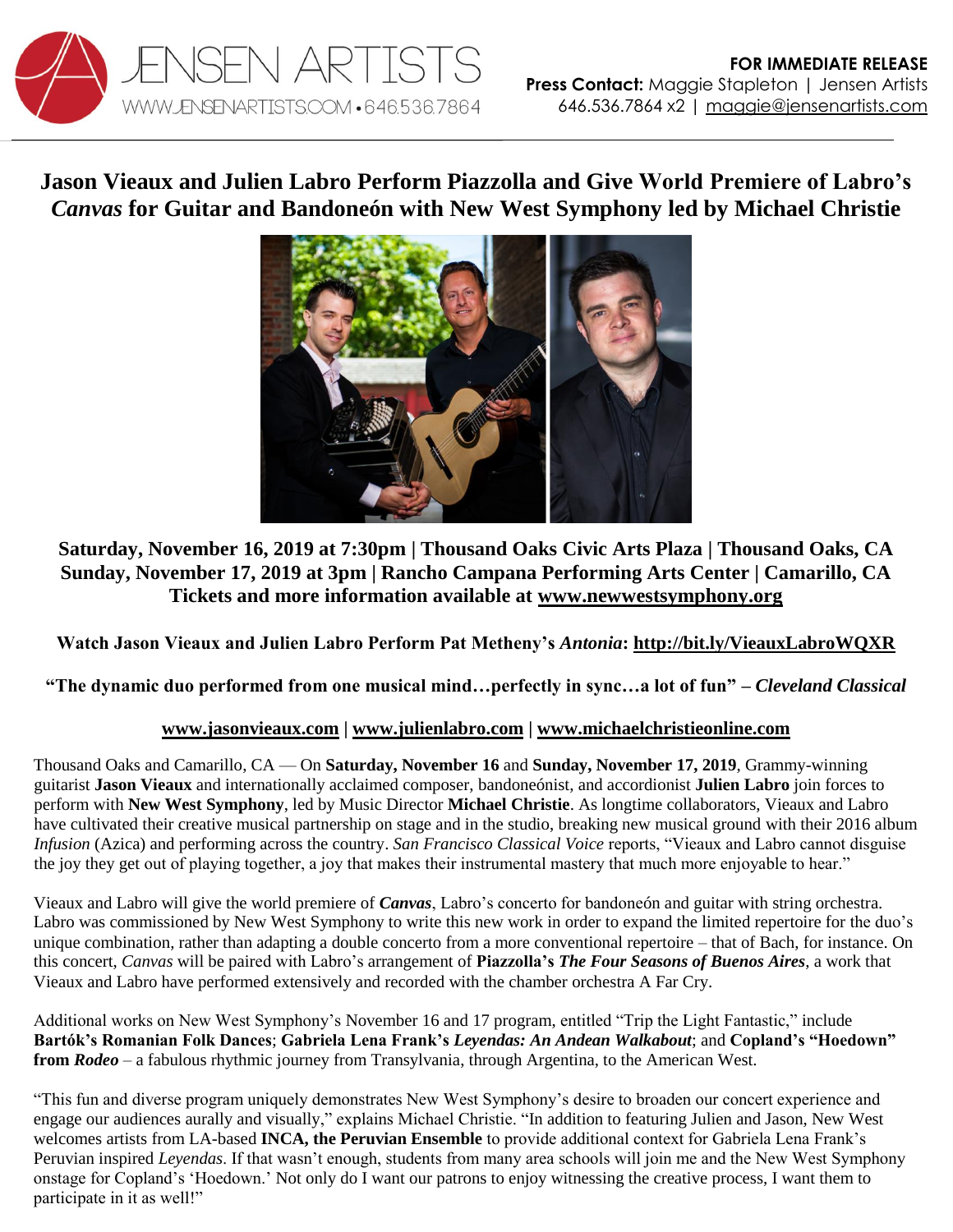JENSEN ARTISTS
WWW.JENSENARTISTS.COM • 646.536.7864

**FOR IMMEDIATE RELEASE**
**Press Contact:** Maggie Stapleton | Jensen Artists
646.536.7864 x2 | maggie@jensenartists.com

# Jason Vieaux and Julien Labro Perform Piazzolla and Give World Premiere of Labro's *Canvas* for Guitar and Bandoneón with New West Symphony led by Michael Christie

**Saturday, November 16, 2019 at 7:30pm | Thousand Oaks Civic Arts Plaza | Thousand Oaks, CA**
**Sunday, November 17, 2019 at 3pm | Rancho Campana Performing Arts Center | Camarillo, CA**
**Tickets and more information available at www.newwestsymphony.org**

**Watch Jason Vieaux and Julien Labro Perform Pat Metheny's *Antonia*: http://bit.ly/VieauxLabroWQXR**

**"The dynamic duo performed from one musical mind…perfectly in sync…a lot of fun" – *Cleveland Classical***

**www.jasonvieaux.com | www.julienlabro.com | www.michaelchristieonline.com**

Thousand Oaks and Camarillo, CA — On **Saturday, November 16** and **Sunday, November 17, 2019**, Grammy-winning guitarist **Jason Vieaux** and internationally acclaimed composer, bandoneónist, and accordionist **Julien Labro** join forces to perform with **New West Symphony**, led by Music Director **Michael Christie**. As longtime collaborators, Vieaux and Labro have cultivated their creative musical partnership on stage and in the studio, breaking new musical ground with their 2016 album *Infusion* (Azica) and performing across the country. *San Francisco Classical Voice* reports, "Vieaux and Labro cannot disguise the joy they get out of playing together, a joy that makes their instrumental mastery that much more enjoyable to hear."

Vieaux and Labro will give the world premiere of ***Canvas***, Labro's concerto for bandoneón and guitar with string orchestra. Labro was commissioned by New West Symphony to write this new work in order to expand the limited repertoire for the duo's unique combination, rather than adapting a double concerto from a more conventional repertoire – that of Bach, for instance. On this concert, *Canvas* will be paired with Labro's arrangement of **Piazzolla's *The Four Seasons of Buenos Aires***, a work that Vieaux and Labro have performed extensively and recorded with the chamber orchestra A Far Cry.

Additional works on New West Symphony's November 16 and 17 program, entitled "Trip the Light Fantastic," include **Bartók's Romanian Folk Dances**; **Gabriela Lena Frank's *Leyendas: An Andean Walkabout***; and **Copland's "Hoedown" from *Rodeo*** – a fabulous rhythmic journey from Transylvania, through Argentina, to the American West.

"This fun and diverse program uniquely demonstrates New West Symphony's desire to broaden our concert experience and engage our audiences aurally and visually," explains Michael Christie. "In addition to featuring Julien and Jason, New West welcomes artists from LA-based **INCA, the Peruvian Ensemble** to provide additional context for Gabriela Lena Frank's Peruvian inspired *Leyendas*. If that wasn't enough, students from many area schools will join me and the New West Symphony onstage for Copland's 'Hoedown.' Not only do I want our patrons to enjoy witnessing the creative process, I want them to participate in it as well!"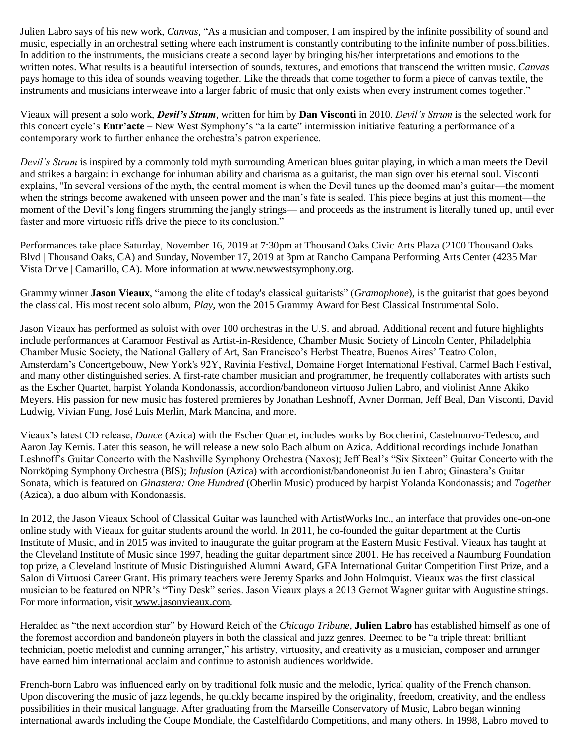Julien Labro says of his new work, *Canvas*, "As a musician and composer, I am inspired by the infinite possibility of sound and music, especially in an orchestral setting where each instrument is constantly contributing to the infinite number of possibilities. In addition to the instruments, the musicians create a second layer by bringing his/her interpretations and emotions to the written notes. What results is a beautiful intersection of sounds, textures, and emotions that transcend the written music. *Canvas* pays homage to this idea of sounds weaving together. Like the threads that come together to form a piece of canvas textile, the instruments and musicians interweave into a larger fabric of music that only exists when every instrument comes together."

Vieaux will present a solo work, ***Devil's Strum***, written for him by **Dan Visconti** in 2010. *Devil's Strum* is the selected work for this concert cycle's **Entr'acte –** New West Symphony's "a la carte" intermission initiative featuring a performance of a contemporary work to further enhance the orchestra's patron experience.

*Devil's Strum* is inspired by a commonly told myth surrounding American blues guitar playing, in which a man meets the Devil and strikes a bargain: in exchange for inhuman ability and charisma as a guitarist, the man sign over his eternal soul. Visconti explains, "In several versions of the myth, the central moment is when the Devil tunes up the doomed man's guitar—the moment when the strings become awakened with unseen power and the man's fate is sealed. This piece begins at just this moment—the moment of the Devil's long fingers strumming the jangly strings— and proceeds as the instrument is literally tuned up, until ever faster and more virtuosic riffs drive the piece to its conclusion."

Performances take place Saturday, November 16, 2019 at 7:30pm at Thousand Oaks Civic Arts Plaza (2100 Thousand Oaks Blvd | Thousand Oaks, CA) and Sunday, November 17, 2019 at 3pm at Rancho Campana Performing Arts Center (4235 Mar Vista Drive | Camarillo, CA). More information at www.newwestsymphony.org.

Grammy winner **Jason Vieaux**, "among the elite of today's classical guitarists" (*Gramophone*), is the guitarist that goes beyond the classical. His most recent solo album, *Play*, won the 2015 Grammy Award for Best Classical Instrumental Solo.

Jason Vieaux has performed as soloist with over 100 orchestras in the U.S. and abroad. Additional recent and future highlights include performances at Caramoor Festival as Artist-in-Residence, Chamber Music Society of Lincoln Center, Philadelphia Chamber Music Society, the National Gallery of Art, San Francisco's Herbst Theatre, Buenos Aires' Teatro Colon, Amsterdam's Concertgebouw, New York's 92Y, Ravinia Festival, Domaine Forget International Festival, Carmel Bach Festival, and many other distinguished series. A first-rate chamber musician and programmer, he frequently collaborates with artists such as the Escher Quartet, harpist Yolanda Kondonassis, accordion/bandoneon virtuoso Julien Labro, and violinist Anne Akiko Meyers. His passion for new music has fostered premieres by Jonathan Leshnoff, Avner Dorman, Jeff Beal, Dan Visconti, David Ludwig, Vivian Fung, José Luis Merlin, Mark Mancina, and more.

Vieaux's latest CD release, *Dance* (Azica) with the Escher Quartet, includes works by Boccherini, Castelnuovo-Tedesco, and Aaron Jay Kernis. Later this season, he will release a new solo Bach album on Azica. Additional recordings include Jonathan Leshnoff's Guitar Concerto with the Nashville Symphony Orchestra (Naxos); Jeff Beal's "Six Sixteen" Guitar Concerto with the Norrköping Symphony Orchestra (BIS); *Infusion* (Azica) with accordionist/bandoneonist Julien Labro; Ginastera's Guitar Sonata, which is featured on *Ginastera: One Hundred* (Oberlin Music) produced by harpist Yolanda Kondonassis; and *Together* (Azica), a duo album with Kondonassis.

In 2012, the Jason Vieaux School of Classical Guitar was launched with ArtistWorks Inc., an interface that provides one-on-one online study with Vieaux for guitar students around the world. In 2011, he co-founded the guitar department at the Curtis Institute of Music, and in 2015 was invited to inaugurate the guitar program at the Eastern Music Festival. Vieaux has taught at the Cleveland Institute of Music since 1997, heading the guitar department since 2001. He has received a Naumburg Foundation top prize, a Cleveland Institute of Music Distinguished Alumni Award, GFA International Guitar Competition First Prize, and a Salon di Virtuosi Career Grant. His primary teachers were Jeremy Sparks and John Holmquist. Vieaux was the first classical musician to be featured on NPR's "Tiny Desk" series. Jason Vieaux plays a 2013 Gernot Wagner guitar with Augustine strings. For more information, visit www.jasonvieaux.com.

Heralded as "the next accordion star" by Howard Reich of the *Chicago Tribune*, **Julien Labro** has established himself as one of the foremost accordion and bandoneón players in both the classical and jazz genres. Deemed to be "a triple threat: brilliant technician, poetic melodist and cunning arranger," his artistry, virtuosity, and creativity as a musician, composer and arranger have earned him international acclaim and continue to astonish audiences worldwide.

French-born Labro was influenced early on by traditional folk music and the melodic, lyrical quality of the French chanson. Upon discovering the music of jazz legends, he quickly became inspired by the originality, freedom, creativity, and the endless possibilities in their musical language. After graduating from the Marseille Conservatory of Music, Labro began winning international awards including the Coupe Mondiale, the Castelfidardo Competitions, and many others. In 1998, Labro moved to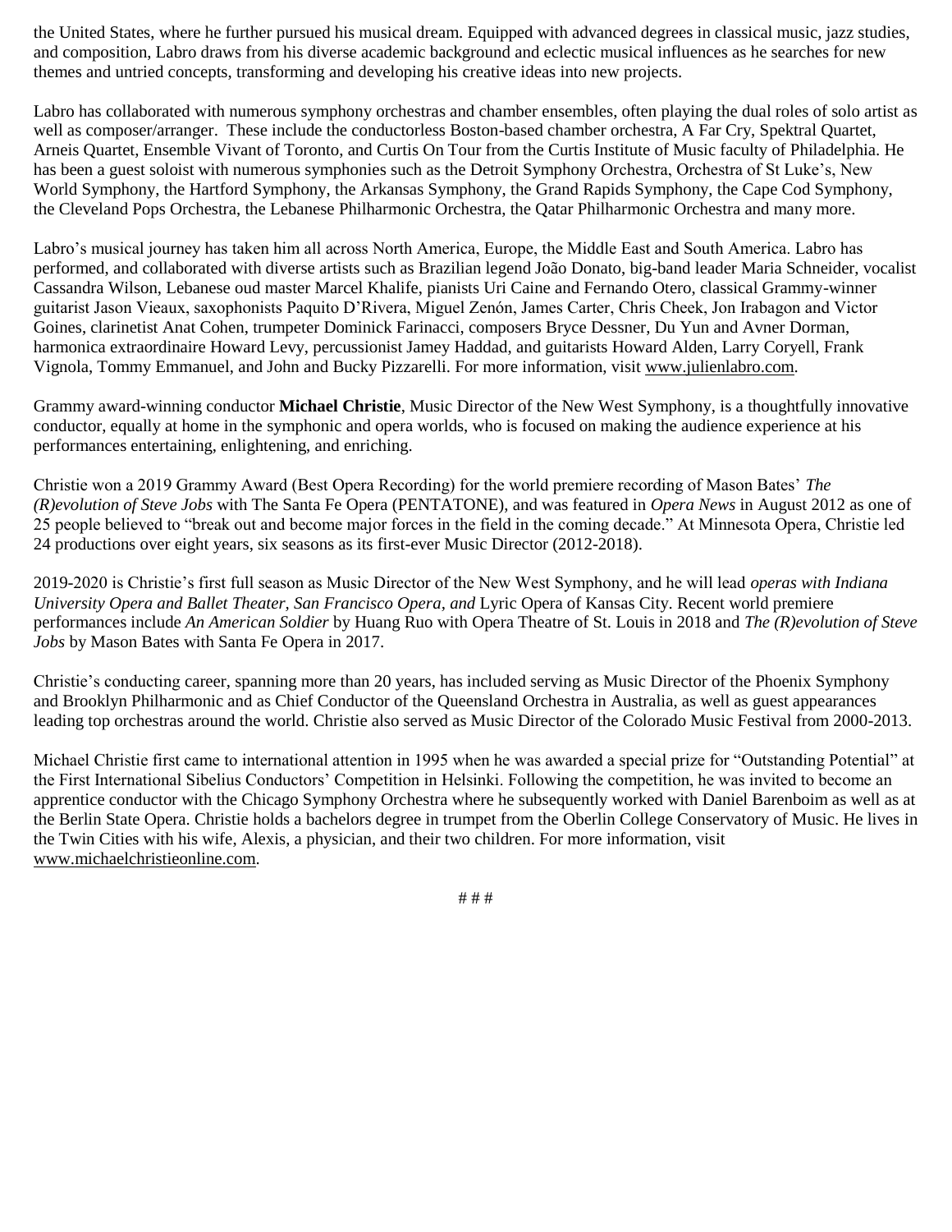the United States, where he further pursued his musical dream. Equipped with advanced degrees in classical music, jazz studies, and composition, Labro draws from his diverse academic background and eclectic musical influences as he searches for new themes and untried concepts, transforming and developing his creative ideas into new projects.

Labro has collaborated with numerous symphony orchestras and chamber ensembles, often playing the dual roles of solo artist as well as composer/arranger. These include the conductorless Boston-based chamber orchestra, A Far Cry, Spektral Quartet, Arneis Quartet, Ensemble Vivant of Toronto, and Curtis On Tour from the Curtis Institute of Music faculty of Philadelphia. He has been a guest soloist with numerous symphonies such as the Detroit Symphony Orchestra, Orchestra of St Luke's, New World Symphony, the Hartford Symphony, the Arkansas Symphony, the Grand Rapids Symphony, the Cape Cod Symphony, the Cleveland Pops Orchestra, the Lebanese Philharmonic Orchestra, the Qatar Philharmonic Orchestra and many more.

Labro's musical journey has taken him all across North America, Europe, the Middle East and South America. Labro has performed, and collaborated with diverse artists such as Brazilian legend João Donato, big-band leader Maria Schneider, vocalist Cassandra Wilson, Lebanese oud master Marcel Khalife, pianists Uri Caine and Fernando Otero, classical Grammy-winner guitarist Jason Vieaux, saxophonists Paquito D'Rivera, Miguel Zenón, James Carter, Chris Cheek, Jon Irabagon and Victor Goines, clarinetist Anat Cohen, trumpeter Dominick Farinacci, composers Bryce Dessner, Du Yun and Avner Dorman, harmonica extraordinaire Howard Levy, percussionist Jamey Haddad, and guitarists Howard Alden, Larry Coryell, Frank Vignola, Tommy Emmanuel, and John and Bucky Pizzarelli. For more information, visit www.julienlabro.com.

Grammy award-winning conductor **Michael Christie**, Music Director of the New West Symphony, is a thoughtfully innovative conductor, equally at home in the symphonic and opera worlds, who is focused on making the audience experience at his performances entertaining, enlightening, and enriching.

Christie won a 2019 Grammy Award (Best Opera Recording) for the world premiere recording of Mason Bates' *The (R)evolution of Steve Jobs* with The Santa Fe Opera (PENTATONE), and was featured in *Opera News* in August 2012 as one of 25 people believed to "break out and become major forces in the field in the coming decade." At Minnesota Opera, Christie led 24 productions over eight years, six seasons as its first-ever Music Director (2012-2018).

2019-2020 is Christie's first full season as Music Director of the New West Symphony, and he will lead *operas with Indiana University Opera and Ballet Theater, San Francisco Opera, and* Lyric Opera of Kansas City. Recent world premiere performances include *An American Soldier* by Huang Ruo with Opera Theatre of St. Louis in 2018 and *The (R)evolution of Steve Jobs* by Mason Bates with Santa Fe Opera in 2017.

Christie's conducting career, spanning more than 20 years, has included serving as Music Director of the Phoenix Symphony and Brooklyn Philharmonic and as Chief Conductor of the Queensland Orchestra in Australia, as well as guest appearances leading top orchestras around the world. Christie also served as Music Director of the Colorado Music Festival from 2000-2013.

Michael Christie first came to international attention in 1995 when he was awarded a special prize for "Outstanding Potential" at the First International Sibelius Conductors' Competition in Helsinki. Following the competition, he was invited to become an apprentice conductor with the Chicago Symphony Orchestra where he subsequently worked with Daniel Barenboim as well as at the Berlin State Opera. Christie holds a bachelors degree in trumpet from the Oberlin College Conservatory of Music. He lives in the Twin Cities with his wife, Alexis, a physician, and their two children. For more information, visit www.michaelchristieonline.com.

# # #